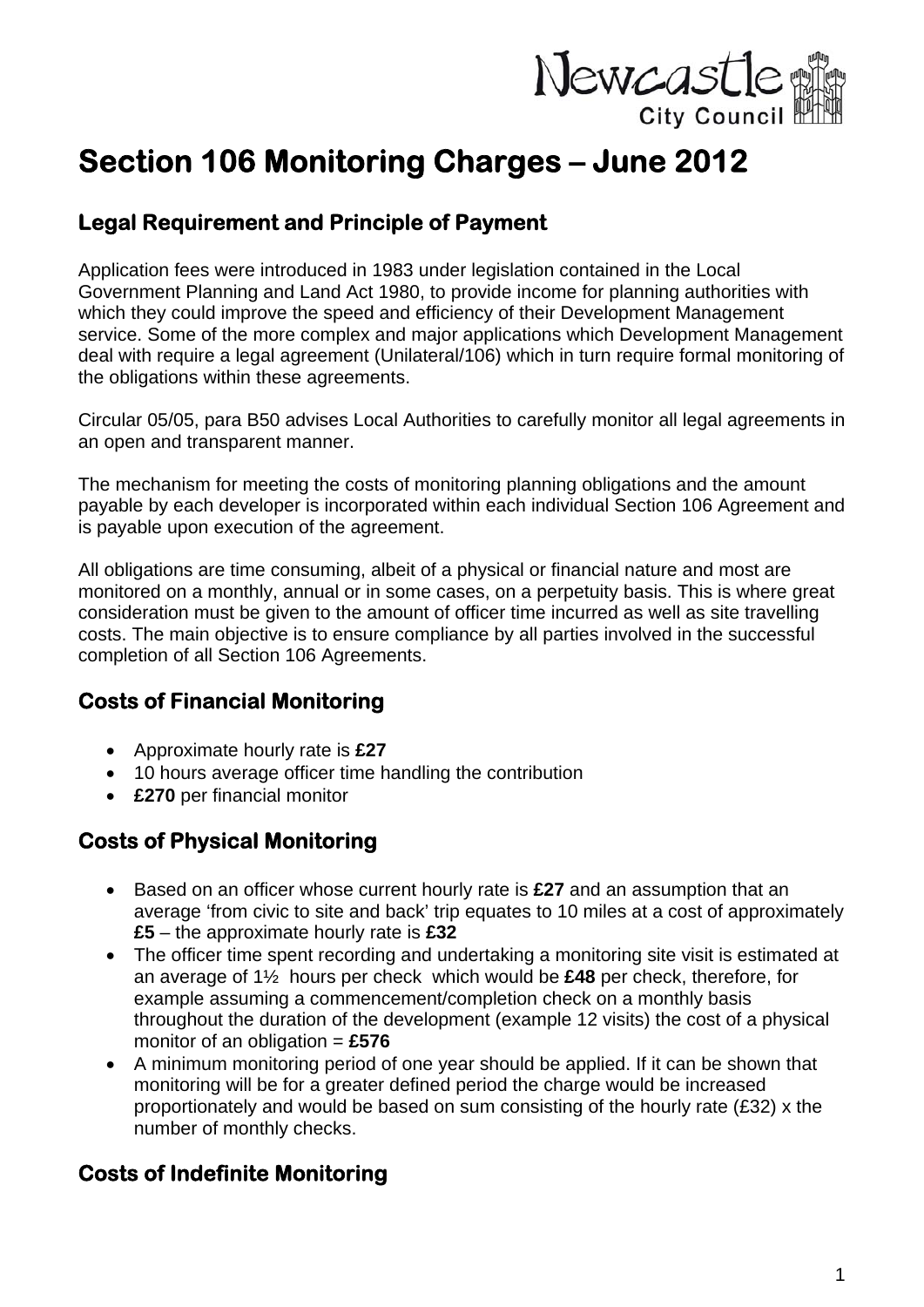# Section 106 Monitoring Charges – June 2012

## Legal Requirement and Principle of Payment

Application fees were introduced in 1983 under legislation contained in the Local Government Planning and Land Act 1980, to provide income for planning authorities with which they could improve the speed and efficiency of their Development Management service. Some of the more complex and major applications which Development Management deal with require a legal agreement (Unilateral/106) which in turn require formal monitoring of the obligations within these agreements.

Circular 05/05, para B50 advises Local Authorities to carefully monitor all legal agreements in an open and transparent manner.

The mechanism for meeting the costs of monitoring planning obligations and the amount payable by each developer is incorporated within each individual Section 106 Agreement and is payable upon execution of the agreement.

All obligations are time consuming, albeit of a physical or financial nature and most are monitored on a monthly, annual or in some cases, on a perpetuity basis. This is where great consideration must be given to the amount of officer time incurred as well as site travelling costs. The main objective is to ensure compliance by all parties involved in the successful completion of all Section 106 Agreements.

## Costs of Financial Monitoring

- Approximate hourly rate is **£27**
- 10 hours average officer time handling the contribution
- **£270** per financial monitor

## Costs of Physical Monitoring

- Based on an officer whose current hourly rate is **£27** and an assumption that an average 'from civic to site and back' trip equates to 10 miles at a cost of approximately **£5** – the approximate hourly rate is **£32**
- The officer time spent recording and undertaking a monitoring site visit is estimated at an average of 1½ hours per check which would be **£48** per check, therefore, for example assuming a commencement/completion check on a monthly basis throughout the duration of the development (example 12 visits) the cost of a physical monitor of an obligation = **£576**
- A minimum monitoring period of one year should be applied. If it can be shown that monitoring will be for a greater defined period the charge would be increased proportionately and would be based on sum consisting of the hourly rate (£32) x the number of monthly checks.

## Costs of Indefinite Monitoring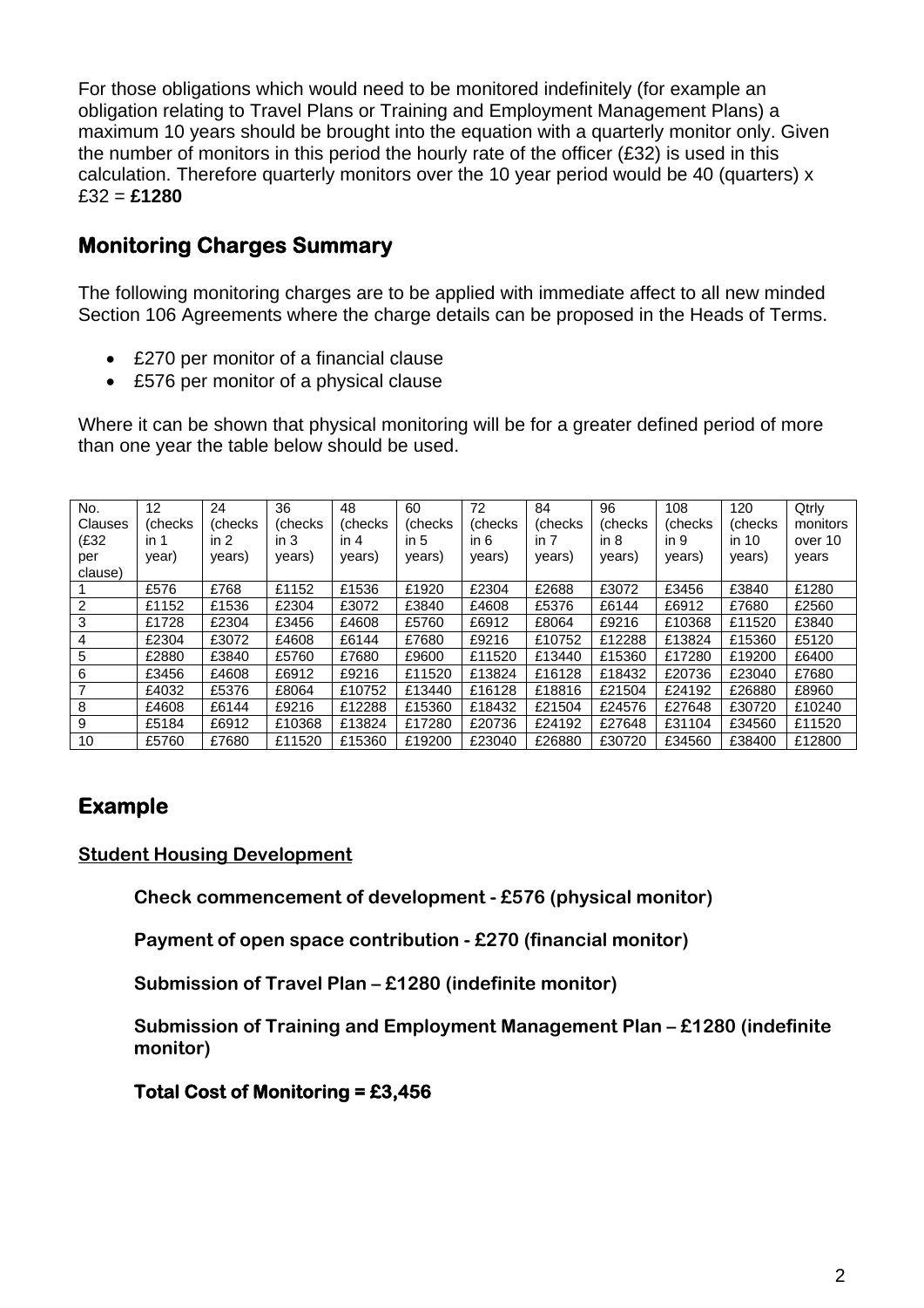For those obligations which would need to be monitored indefinitely (for example an obligation relating to Travel Plans or Training and Employment Management Plans) a maximum 10 years should be brought into the equation with a quarterly monitor only. Given the number of monitors in this period the hourly rate of the officer (£32) is used in this calculation. Therefore quarterly monitors over the 10 year period would be 40 (quarters) x £32 = **£1280**

## Monitoring Charges Summary

The following monitoring charges are to be applied with immediate affect to all new minded Section 106 Agreements where the charge details can be proposed in the Heads of Terms.

- £270 per monitor of a financial clause
- £576 per monitor of a physical clause

Where it can be shown that physical monitoring will be for a greater defined period of more than one year the table below should be used.

| No. Clauses (£32 per clause) | 12 (checks in 1 year) | 24 (checks in 2 years) | 36 (checks in 3 years) | 48 (checks in 4 years) | 60 (checks in 5 years) | 72 (checks in 6 years) | 84 (checks in 7 years) | 96 (checks in 8 years) | 108 (checks in 9 years) | 120 (checks in 10 years) | Qtrly monitors over 10 years |
|---|---|---|---|---|---|---|---|---|---|---|---|
| 1 | £576 | £768 | £1152 | £1536 | £1920 | £2304 | £2688 | £3072 | £3456 | £3840 | £1280 |
| 2 | £1152 | £1536 | £2304 | £3072 | £3840 | £4608 | £5376 | £6144 | £6912 | £7680 | £2560 |
| 3 | £1728 | £2304 | £3456 | £4608 | £5760 | £6912 | £8064 | £9216 | £10368 | £11520 | £3840 |
| 4 | £2304 | £3072 | £4608 | £6144 | £7680 | £9216 | £10752 | £12288 | £13824 | £15360 | £5120 |
| 5 | £2880 | £3840 | £5760 | £7680 | £9600 | £11520 | £13440 | £15360 | £17280 | £19200 | £6400 |
| 6 | £3456 | £4608 | £6912 | £9216 | £11520 | £13824 | £16128 | £18432 | £20736 | £23040 | £7680 |
| 7 | £4032 | £5376 | £8064 | £10752 | £13440 | £16128 | £18816 | £21504 | £24192 | £26880 | £8960 |
| 8 | £4608 | £6144 | £9216 | £12288 | £15360 | £18432 | £21504 | £24576 | £27648 | £30720 | £10240 |
| 9 | £5184 | £6912 | £10368 | £13824 | £17280 | £20736 | £24192 | £27648 | £31104 | £34560 | £11520 |
| 10 | £5760 | £7680 | £11520 | £15360 | £19200 | £23040 | £26880 | £30720 | £34560 | £38400 | £12800 |

## Example

**Student Housing Development**

**Check commencement of development - £576 (physical monitor)**

**Payment of open space contribution - £270 (financial monitor)**

**Submission of Travel Plan – £1280 (indefinite monitor)**

**Submission of Training and Employment Management Plan – £1280 (indefinite monitor)**

**Total Cost of Monitoring = £3,456**